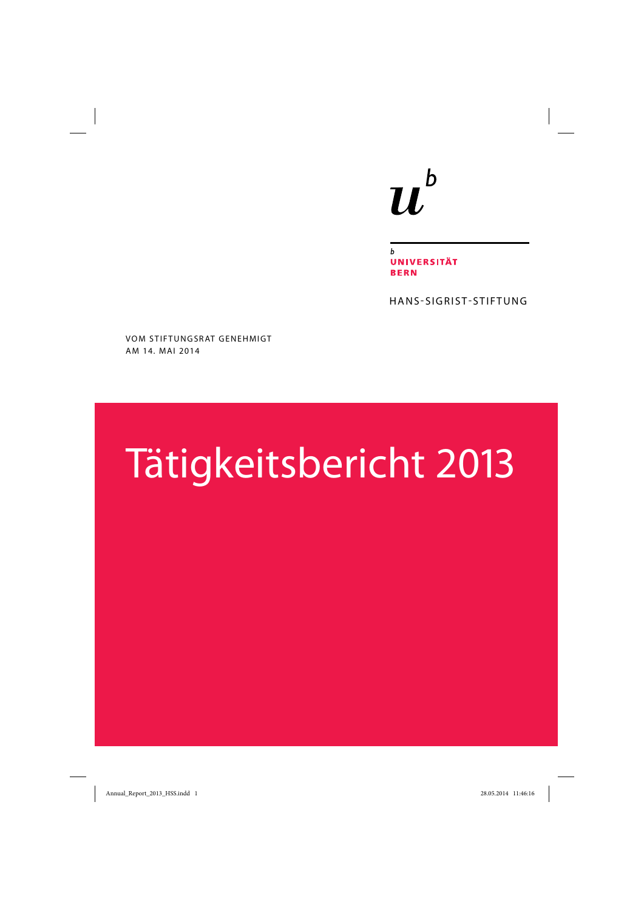UNIVERSITÄT BERN

HANS-SIGRIST-STIFTUNG

VOM STIFTUNGSRAT GENEHMIGT
AM 14. MAI 2014

# Tätigkeitsbericht 2013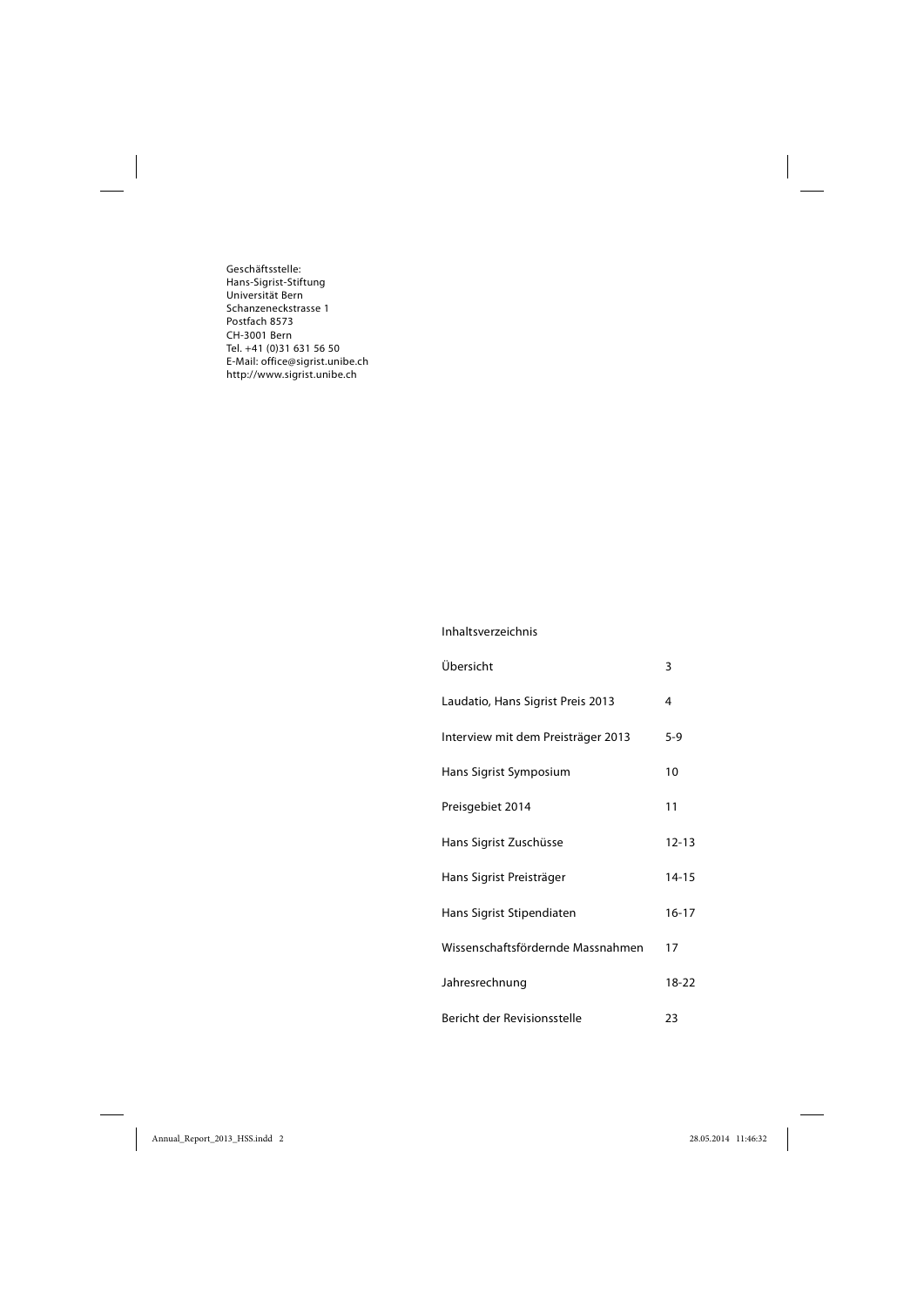Geschäftsstelle:
Hans-Sigrist-Stiftung
Universität Bern
Schanzeneckstrasse 1
Postfach 8573
CH-3001 Bern
Tel. +41 (0)31 631 56 50
E-Mail: office@sigrist.unibe.ch
http://www.sigrist.unibe.ch

## Inhaltsverzeichnis

| | |
|---|---|
| Übersicht | 3 |
| Laudatio, Hans Sigrist Preis 2013 | 4 |
| Interview mit dem Preisträger 2013 | 5-9 |
| Hans Sigrist Symposium | 10 |
| Preisgebiet 2014 | 11 |
| Hans Sigrist Zuschüsse | 12-13 |
| Hans Sigrist Preisträger | 14-15 |
| Hans Sigrist Stipendiaten | 16-17 |
| Wissenschaftsfördernde Massnahmen | 17 |
| Jahresrechnung | 18-22 |
| Bericht der Revisionsstelle | 23 |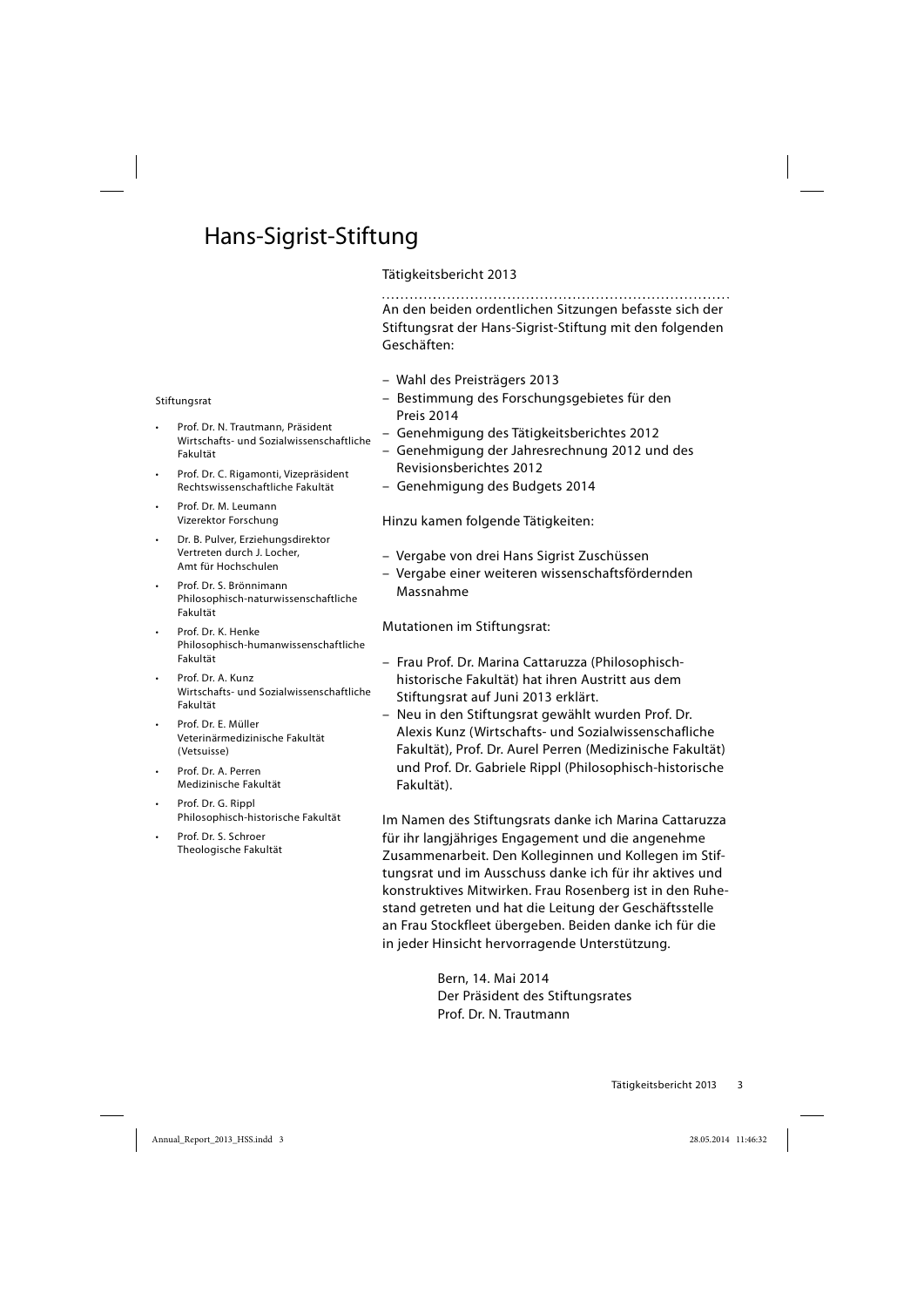# Hans-Sigrist-Stiftung

Stiftungsrat

- Prof. Dr. N. Trautmann, Präsident
  Wirtschafts- und Sozialwissenschaftliche Fakultät
- Prof. Dr. C. Rigamonti, Vizepräsident
  Rechtswissenschaftliche Fakultät
- Prof. Dr. M. Leumann
  Vizerektor Forschung
- Dr. B. Pulver, Erziehungsdirektor
  Vertreten durch J. Locher,
  Amt für Hochschulen
- Prof. Dr. S. Brönnimann
  Philosophisch-naturwissenschaftliche Fakultät
- Prof. Dr. K. Henke
  Philosophisch-humanwissenschaftliche Fakultät
- Prof. Dr. A. Kunz
  Wirtschafts- und Sozialwissenschaftliche Fakultät
- Prof. Dr. E. Müller
  Veterinärmedizinische Fakultät (Vetsuisse)
- Prof. Dr. A. Perren
  Medizinische Fakultät
- Prof. Dr. G. Rippl
  Philosophisch-historische Fakultät
- Prof. Dr. S. Schroer
  Theologische Fakultät

Tätigkeitsbericht 2013

An den beiden ordentlichen Sitzungen befasste sich der Stiftungsrat der Hans-Sigrist-Stiftung mit den folgenden Geschäften:

- Wahl des Preisträgers 2013
- Bestimmung des Forschungsgebietes für den Preis 2014
- Genehmigung des Tätigkeitsberichtes 2012
- Genehmigung der Jahresrechnung 2012 und des Revisionsberichtes 2012
- Genehmigung des Budgets 2014

Hinzu kamen folgende Tätigkeiten:

- Vergabe von drei Hans Sigrist Zuschüssen
- Vergabe einer weiteren wissenschaftsfördernden Massnahme

Mutationen im Stiftungsrat:

- Frau Prof. Dr. Marina Cattaruzza (Philosophisch-historische Fakultät) hat ihren Austritt aus dem Stiftungsrat auf Juni 2013 erklärt.
- Neu in den Stiftungsrat gewählt wurden Prof. Dr. Alexis Kunz (Wirtschafts- und Sozialwissenschafliche Fakultät), Prof. Dr. Aurel Perren (Medizinische Fakultät) und Prof. Dr. Gabriele Rippl (Philosophisch-historische Fakultät).

Im Namen des Stiftungsrats danke ich Marina Cattaruzza für ihr langjähriges Engagement und die angenehme Zusammenarbeit. Den Kolleginnen und Kollegen im Stiftungsrat und im Ausschuss danke ich für ihr aktives und konstruktives Mitwirken. Frau Rosenberg ist in den Ruhestand getreten und hat die Leitung der Geschäftsstelle an Frau Stockfleet übergeben. Beiden danke ich für die in jeder Hinsicht hervorragende Unterstützung.

Bern, 14. Mai 2014
Der Präsident des Stiftungsrates
Prof. Dr. N. Trautmann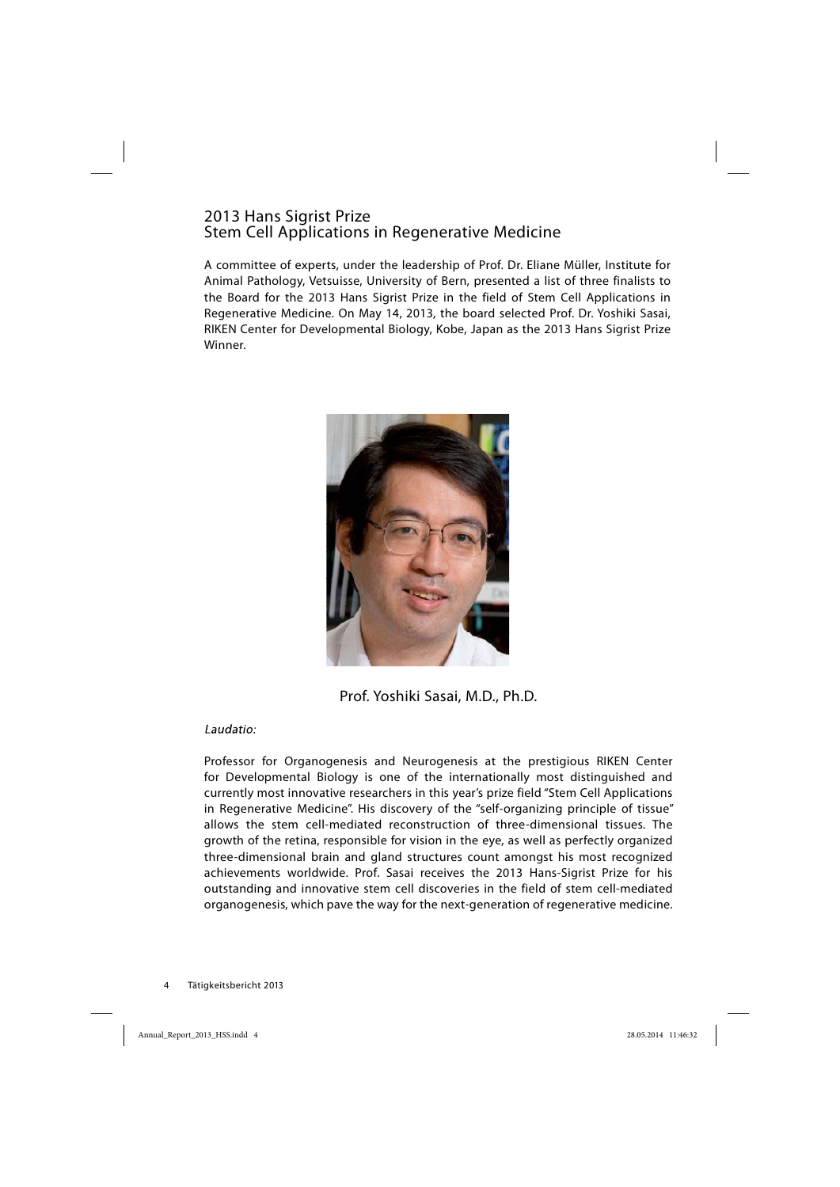## 2013 Hans Sigrist Prize
## Stem Cell Applications in Regenerative Medicine

A committee of experts, under the leadership of Prof. Dr. Eliane Müller, Institute for Animal Pathology, Vetsuisse, University of Bern, presented a list of three finalists to the Board for the 2013 Hans Sigrist Prize in the field of Stem Cell Applications in Regenerative Medicine. On May 14, 2013, the board selected Prof. Dr. Yoshiki Sasai, RIKEN Center for Developmental Biology, Kobe, Japan as the 2013 Hans Sigrist Prize Winner.

Prof. Yoshiki Sasai, M.D., Ph.D.

*Laudatio:*

Professor for Organogenesis and Neurogenesis at the prestigious RIKEN Center for Developmental Biology is one of the internationally most distinguished and currently most innovative researchers in this year's prize field "Stem Cell Applications in Regenerative Medicine". His discovery of the "self-organizing principle of tissue" allows the stem cell-mediated reconstruction of three-dimensional tissues. The growth of the retina, responsible for vision in the eye, as well as perfectly organized three-dimensional brain and gland structures count amongst his most recognized achievements worldwide. Prof. Sasai receives the 2013 Hans-Sigrist Prize for his outstanding and innovative stem cell discoveries in the field of stem cell-mediated organogenesis, which pave the way for the next-generation of regenerative medicine.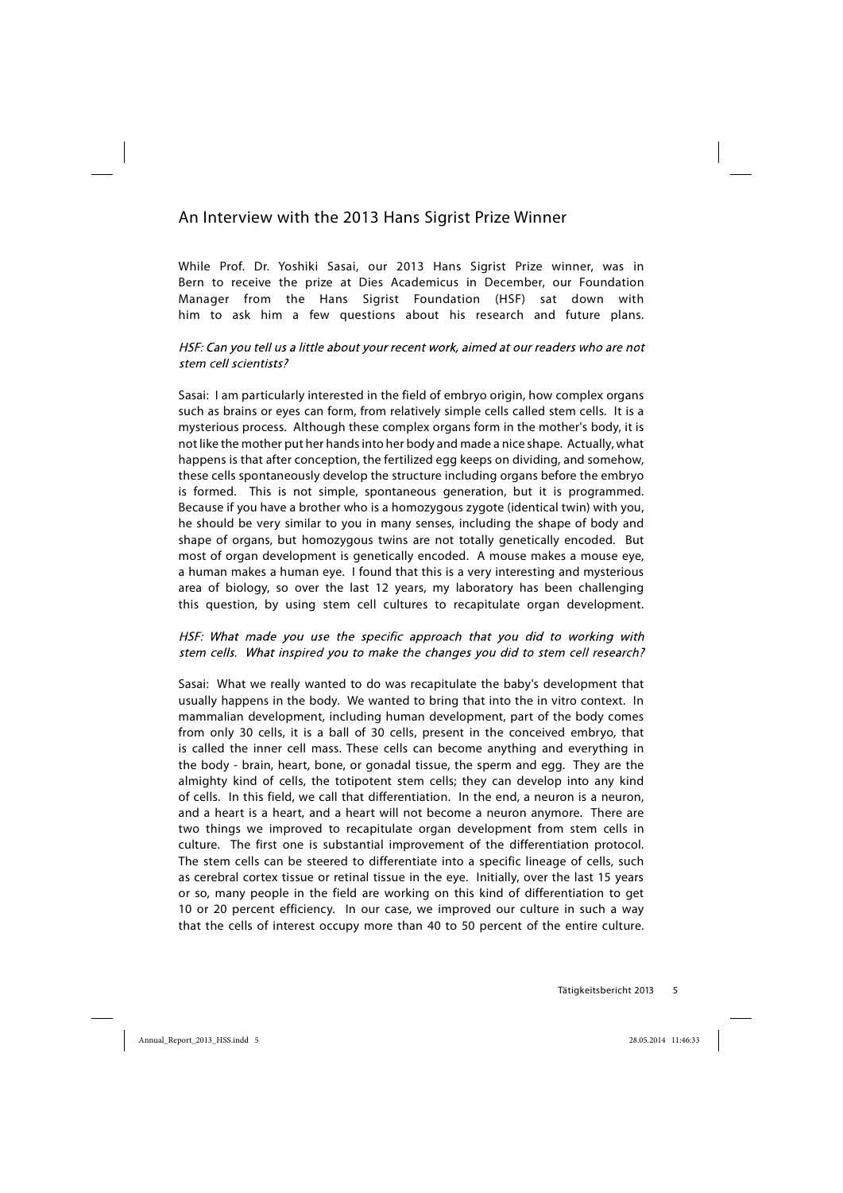## An Interview with the 2013 Hans Sigrist Prize Winner

While Prof. Dr. Yoshiki Sasai, our 2013 Hans Sigrist Prize winner, was in Bern to receive the prize at Dies Academicus in December, our Foundation Manager from the Hans Sigrist Foundation (HSF) sat down with him to ask him a few questions about his research and future plans.

*HSF: Can you tell us a little about your recent work, aimed at our readers who are not stem cell scientists?*

Sasai: I am particularly interested in the field of embryo origin, how complex organs such as brains or eyes can form, from relatively simple cells called stem cells. It is a mysterious process. Although these complex organs form in the mother's body, it is not like the mother put her hands into her body and made a nice shape. Actually, what happens is that after conception, the fertilized egg keeps on dividing, and somehow, these cells spontaneously develop the structure including organs before the embryo is formed. This is not simple, spontaneous generation, but it is programmed. Because if you have a brother who is a homozygous zygote (identical twin) with you, he should be very similar to you in many senses, including the shape of body and shape of organs, but homozygous twins are not totally genetically encoded. But most of organ development is genetically encoded. A mouse makes a mouse eye, a human makes a human eye. I found that this is a very interesting and mysterious area of biology, so over the last 12 years, my laboratory has been challenging this question, by using stem cell cultures to recapitulate organ development.

*HSF: What made you use the specific approach that you did to working with stem cells. What inspired you to make the changes you did to stem cell research?*

Sasai: What we really wanted to do was recapitulate the baby's development that usually happens in the body. We wanted to bring that into the in vitro context. In mammalian development, including human development, part of the body comes from only 30 cells, it is a ball of 30 cells, present in the conceived embryo, that is called the inner cell mass. These cells can become anything and everything in the body - brain, heart, bone, or gonadal tissue, the sperm and egg. They are the almighty kind of cells, the totipotent stem cells; they can develop into any kind of cells. In this field, we call that differentiation. In the end, a neuron is a neuron, and a heart is a heart, and a heart will not become a neuron anymore. There are two things we improved to recapitulate organ development from stem cells in culture. The first one is substantial improvement of the differentiation protocol. The stem cells can be steered to differentiate into a specific lineage of cells, such as cerebral cortex tissue or retinal tissue in the eye. Initially, over the last 15 years or so, many people in the field are working on this kind of differentiation to get 10 or 20 percent efficiency. In our case, we improved our culture in such a way that the cells of interest occupy more than 40 to 50 percent of the entire culture.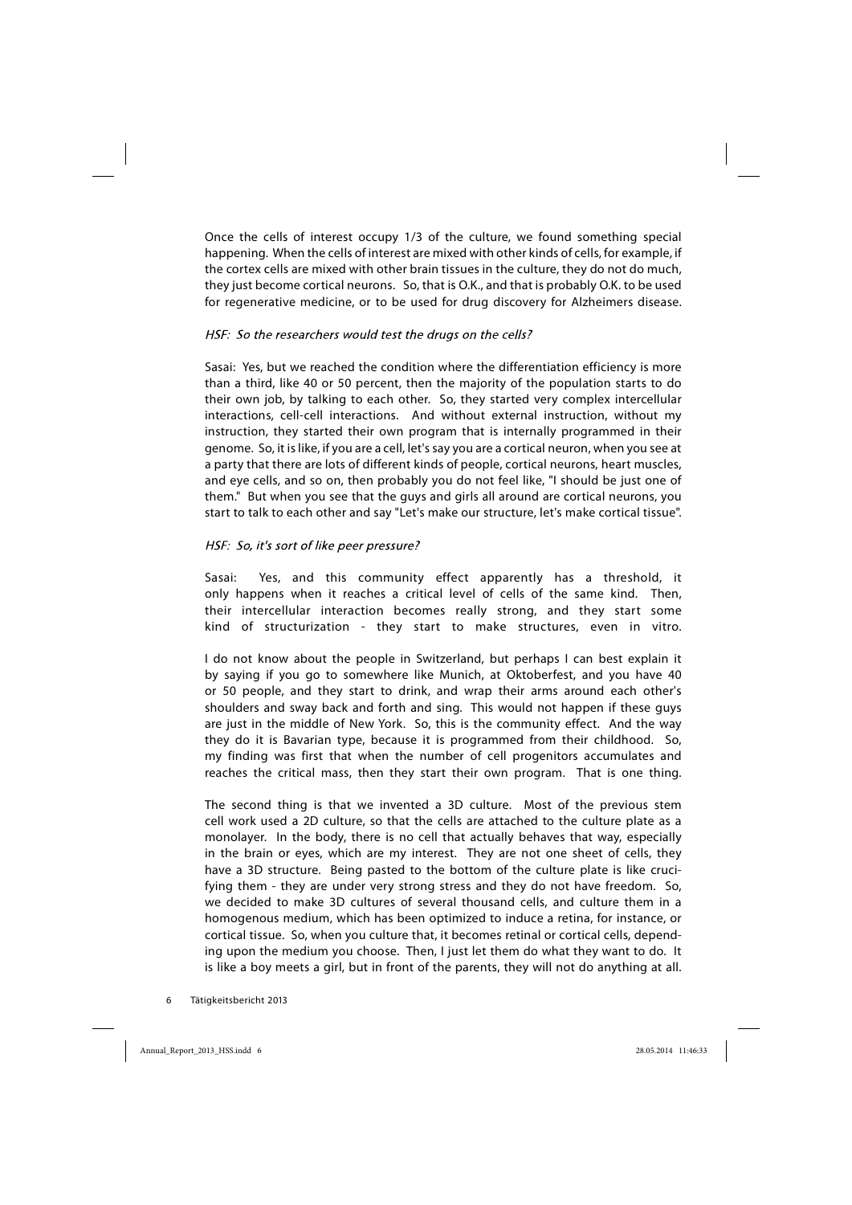Once the cells of interest occupy 1/3 of the culture, we found something special happening. When the cells of interest are mixed with other kinds of cells, for example, if the cortex cells are mixed with other brain tissues in the culture, they do not do much, they just become cortical neurons. So, that is O.K., and that is probably O.K. to be used for regenerative medicine, or to be used for drug discovery for Alzheimers disease.

*HSF: So the researchers would test the drugs on the cells?*

Sasai: Yes, but we reached the condition where the differentiation efficiency is more than a third, like 40 or 50 percent, then the majority of the population starts to do their own job, by talking to each other. So, they started very complex intercellular interactions, cell-cell interactions. And without external instruction, without my instruction, they started their own program that is internally programmed in their genome. So, it is like, if you are a cell, let's say you are a cortical neuron, when you see at a party that there are lots of different kinds of people, cortical neurons, heart muscles, and eye cells, and so on, then probably you do not feel like, "I should be just one of them." But when you see that the guys and girls all around are cortical neurons, you start to talk to each other and say "Let's make our structure, let's make cortical tissue".

*HSF: So, it's sort of like peer pressure?*

Sasai: Yes, and this community effect apparently has a threshold, it only happens when it reaches a critical level of cells of the same kind. Then, their intercellular interaction becomes really strong, and they start some kind of structurization - they start to make structures, even in vitro.

I do not know about the people in Switzerland, but perhaps I can best explain it by saying if you go to somewhere like Munich, at Oktoberfest, and you have 40 or 50 people, and they start to drink, and wrap their arms around each other's shoulders and sway back and forth and sing. This would not happen if these guys are just in the middle of New York. So, this is the community effect. And the way they do it is Bavarian type, because it is programmed from their childhood. So, my finding was first that when the number of cell progenitors accumulates and reaches the critical mass, then they start their own program. That is one thing.

The second thing is that we invented a 3D culture. Most of the previous stem cell work used a 2D culture, so that the cells are attached to the culture plate as a monolayer. In the body, there is no cell that actually behaves that way, especially in the brain or eyes, which are my interest. They are not one sheet of cells, they have a 3D structure. Being pasted to the bottom of the culture plate is like crucifying them - they are under very strong stress and they do not have freedom. So, we decided to make 3D cultures of several thousand cells, and culture them in a homogenous medium, which has been optimized to induce a retina, for instance, or cortical tissue. So, when you culture that, it becomes retinal or cortical cells, depending upon the medium you choose. Then, I just let them do what they want to do. It is like a boy meets a girl, but in front of the parents, they will not do anything at all.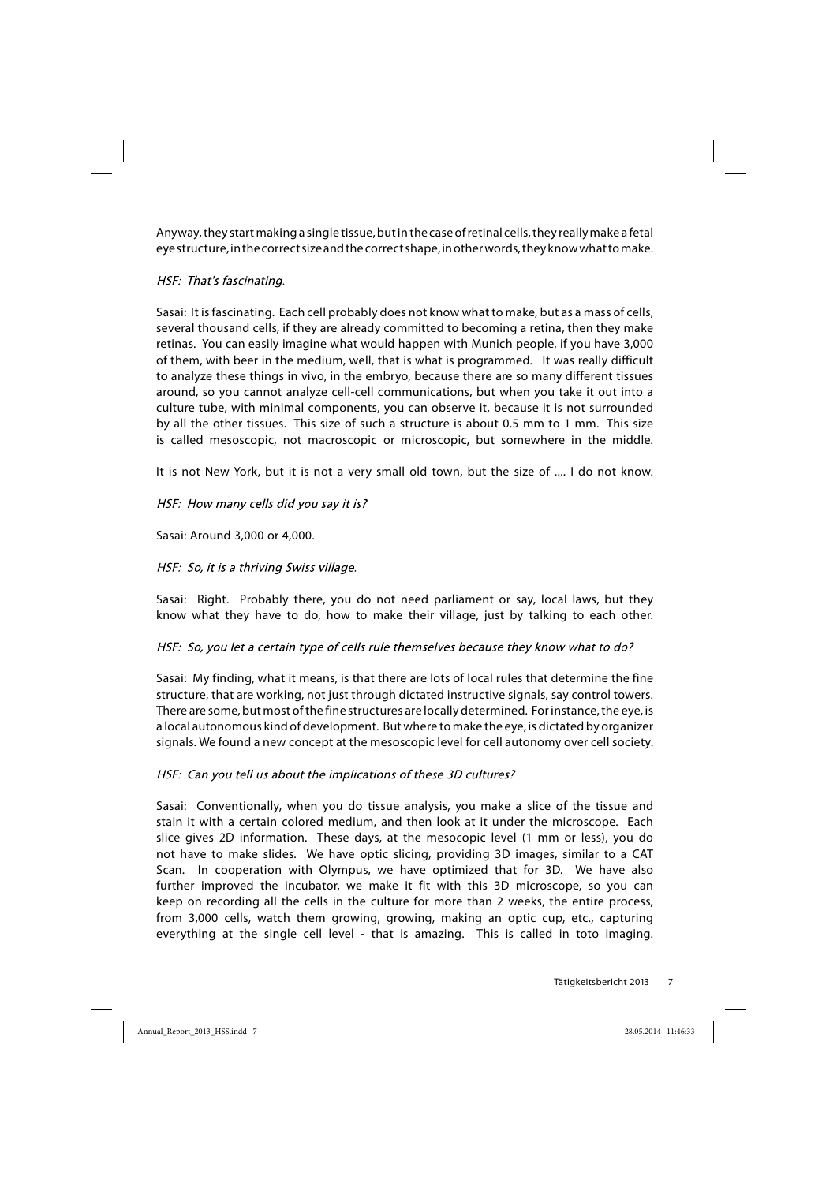Anyway, they start making a single tissue, but in the case of retinal cells, they really make a fetal eye structure, in the correct size and the correct shape, in other words, they know what to make.

*HSF: That's fascinating.*

Sasai: It is fascinating. Each cell probably does not know what to make, but as a mass of cells, several thousand cells, if they are already committed to becoming a retina, then they make retinas. You can easily imagine what would happen with Munich people, if you have 3,000 of them, with beer in the medium, well, that is what is programmed. It was really difficult to analyze these things in vivo, in the embryo, because there are so many different tissues around, so you cannot analyze cell-cell communications, but when you take it out into a culture tube, with minimal components, you can observe it, because it is not surrounded by all the other tissues. This size of such a structure is about 0.5 mm to 1 mm. This size is called mesoscopic, not macroscopic or microscopic, but somewhere in the middle.

It is not New York, but it is not a very small old town, but the size of .... I do not know.

*HSF: How many cells did you say it is?*

Sasai: Around 3,000 or 4,000.

*HSF: So, it is a thriving Swiss village.*

Sasai: Right. Probably there, you do not need parliament or say, local laws, but they know what they have to do, how to make their village, just by talking to each other.

*HSF: So, you let a certain type of cells rule themselves because they know what to do?*

Sasai: My finding, what it means, is that there are lots of local rules that determine the fine structure, that are working, not just through dictated instructive signals, say control towers. There are some, but most of the fine structures are locally determined. For instance, the eye, is a local autonomous kind of development. But where to make the eye, is dictated by organizer signals. We found a new concept at the mesoscopic level for cell autonomy over cell society.

*HSF: Can you tell us about the implications of these 3D cultures?*

Sasai: Conventionally, when you do tissue analysis, you make a slice of the tissue and stain it with a certain colored medium, and then look at it under the microscope. Each slice gives 2D information. These days, at the mesocopic level (1 mm or less), you do not have to make slides. We have optic slicing, providing 3D images, similar to a CAT Scan. In cooperation with Olympus, we have optimized that for 3D. We have also further improved the incubator, we make it fit with this 3D microscope, so you can keep on recording all the cells in the culture for more than 2 weeks, the entire process, from 3,000 cells, watch them growing, growing, making an optic cup, etc., capturing everything at the single cell level - that is amazing. This is called in toto imaging.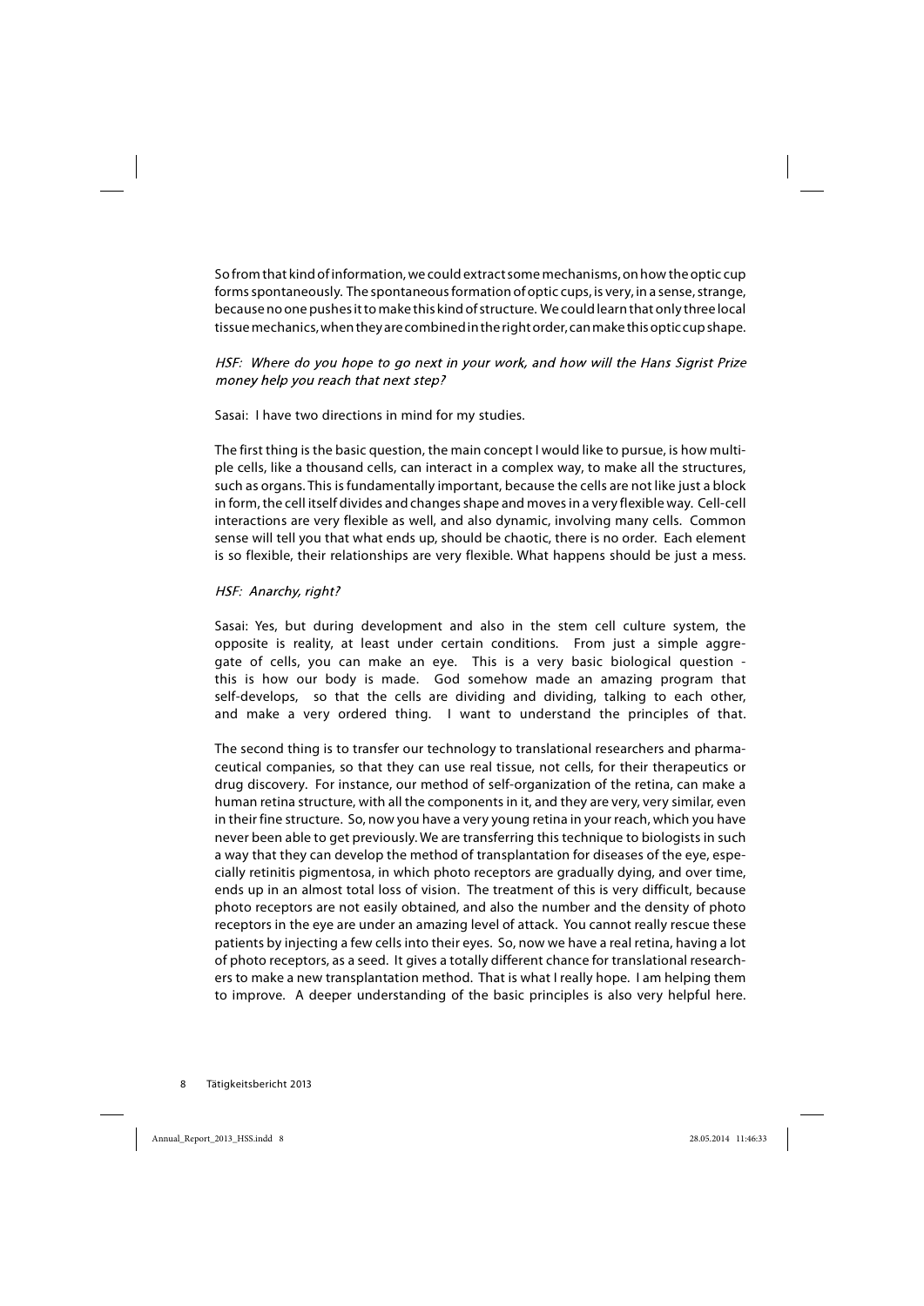So from that kind of information, we could extract some mechanisms, on how the optic cup forms spontaneously. The spontaneous formation of optic cups, is very, in a sense, strange, because no one pushes it to make this kind of structure. We could learn that only three local tissue mechanics, when they are combined in the right order, can make this optic cup shape.

*HSF: Where do you hope to go next in your work, and how will the Hans Sigrist Prize money help you reach that next step?*

Sasai: I have two directions in mind for my studies.

The first thing is the basic question, the main concept I would like to pursue, is how multiple cells, like a thousand cells, can interact in a complex way, to make all the structures, such as organs. This is fundamentally important, because the cells are not like just a block in form, the cell itself divides and changes shape and moves in a very flexible way. Cell-cell interactions are very flexible as well, and also dynamic, involving many cells. Common sense will tell you that what ends up, should be chaotic, there is no order. Each element is so flexible, their relationships are very flexible. What happens should be just a mess.

*HSF: Anarchy, right?*

Sasai: Yes, but during development and also in the stem cell culture system, the opposite is reality, at least under certain conditions. From just a simple aggregate of cells, you can make an eye. This is a very basic biological question - this is how our body is made. God somehow made an amazing program that self-develops, so that the cells are dividing and dividing, talking to each other, and make a very ordered thing. I want to understand the principles of that.

The second thing is to transfer our technology to translational researchers and pharmaceutical companies, so that they can use real tissue, not cells, for their therapeutics or drug discovery. For instance, our method of self-organization of the retina, can make a human retina structure, with all the components in it, and they are very, very similar, even in their fine structure. So, now you have a very young retina in your reach, which you have never been able to get previously. We are transferring this technique to biologists in such a way that they can develop the method of transplantation for diseases of the eye, especially retinitis pigmentosa, in which photo receptors are gradually dying, and over time, ends up in an almost total loss of vision. The treatment of this is very difficult, because photo receptors are not easily obtained, and also the number and the density of photo receptors in the eye are under an amazing level of attack. You cannot really rescue these patients by injecting a few cells into their eyes. So, now we have a real retina, having a lot of photo receptors, as a seed. It gives a totally different chance for translational researchers to make a new transplantation method. That is what I really hope. I am helping them to improve. A deeper understanding of the basic principles is also very helpful here.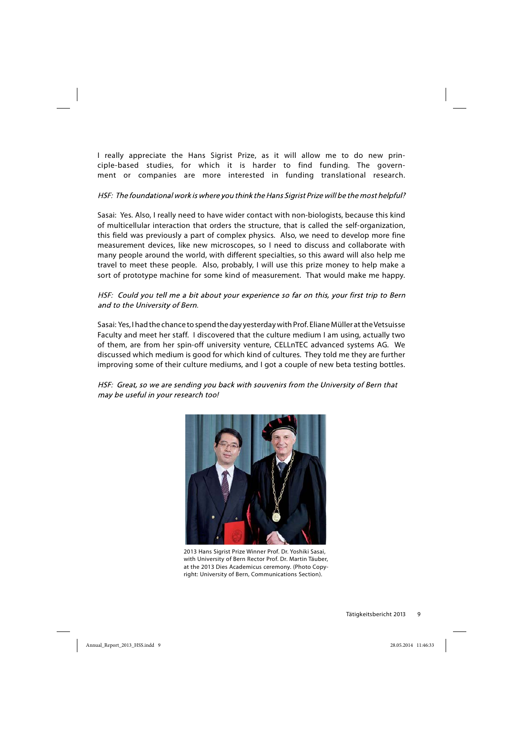I really appreciate the Hans Sigrist Prize, as it will allow me to do new principle-based studies, for which it is harder to find funding. The government or companies are more interested in funding translational research.

*HSF: The foundational work is where you think the Hans Sigrist Prize will be the most helpful?*

Sasai: Yes. Also, I really need to have wider contact with non-biologists, because this kind of multicellular interaction that orders the structure, that is called the self-organization, this field was previously a part of complex physics. Also, we need to develop more fine measurement devices, like new microscopes, so I need to discuss and collaborate with many people around the world, with different specialties, so this award will also help me travel to meet these people. Also, probably, I will use this prize money to help make a sort of prototype machine for some kind of measurement. That would make me happy.

*HSF: Could you tell me a bit about your experience so far on this, your first trip to Bern and to the University of Bern.*

Sasai: Yes, I had the chance to spend the day yesterday with Prof. Eliane Müller at the Vetsuisse Faculty and meet her staff. I discovered that the culture medium I am using, actually two of them, are from her spin-off university venture, CELLnTEC advanced systems AG. We discussed which medium is good for which kind of cultures. They told me they are further improving some of their culture mediums, and I got a couple of new beta testing bottles.

*HSF: Great, so we are sending you back with souvenirs from the University of Bern that may be useful in your research too!*

2013 Hans Sigrist Prize Winner Prof. Dr. Yoshiki Sasai, with University of Bern Rector Prof. Dr. Martin Täuber, at the 2013 Dies Academicus ceremony. (Photo Copyright: University of Bern, Communications Section).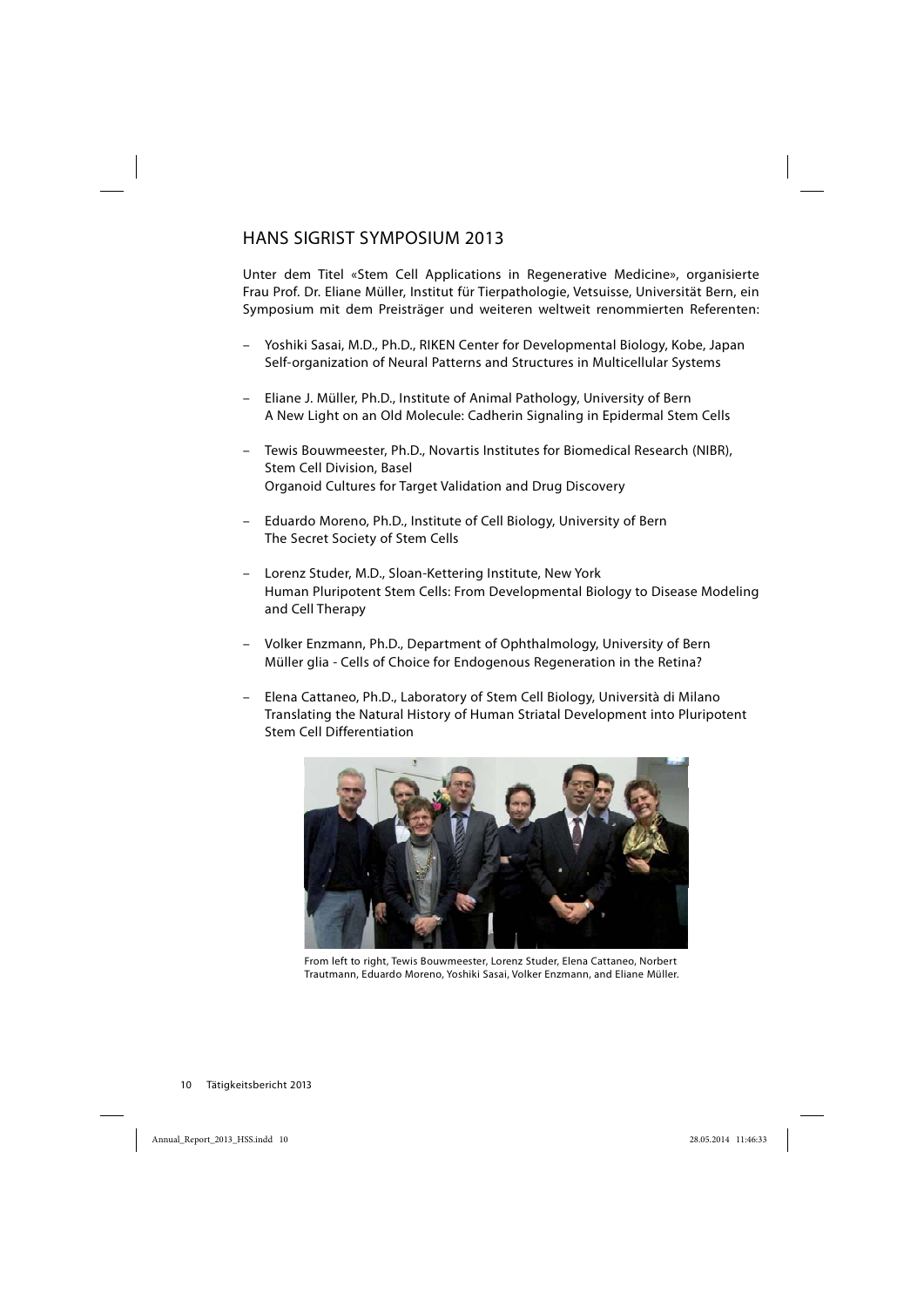# HANS SIGRIST SYMPOSIUM 2013

Unter dem Titel «Stem Cell Applications in Regenerative Medicine», organisierte Frau Prof. Dr. Eliane Müller, Institut für Tierpathologie, Vetsuisse, Universität Bern, ein Symposium mit dem Preisträger und weiteren weltweit renommierten Referenten:

- Yoshiki Sasai, M.D., Ph.D., RIKEN Center for Developmental Biology, Kobe, Japan
  Self-organization of Neural Patterns and Structures in Multicellular Systems

- Eliane J. Müller, Ph.D., Institute of Animal Pathology, University of Bern
  A New Light on an Old Molecule: Cadherin Signaling in Epidermal Stem Cells

- Tewis Bouwmeester, Ph.D., Novartis Institutes for Biomedical Research (NIBR), Stem Cell Division, Basel
  Organoid Cultures for Target Validation and Drug Discovery

- Eduardo Moreno, Ph.D., Institute of Cell Biology, University of Bern
  The Secret Society of Stem Cells

- Lorenz Studer, M.D., Sloan-Kettering Institute, New York
  Human Pluripotent Stem Cells: From Developmental Biology to Disease Modeling and Cell Therapy

- Volker Enzmann, Ph.D., Department of Ophthalmology, University of Bern
  Müller glia - Cells of Choice for Endogenous Regeneration in the Retina?

- Elena Cattaneo, Ph.D., Laboratory of Stem Cell Biology, Università di Milano
  Translating the Natural History of Human Striatal Development into Pluripotent Stem Cell Differentiation

From left to right, Tewis Bouwmeester, Lorenz Studer, Elena Cattaneo, Norbert Trautmann, Eduardo Moreno, Yoshiki Sasai, Volker Enzmann, and Eliane Müller.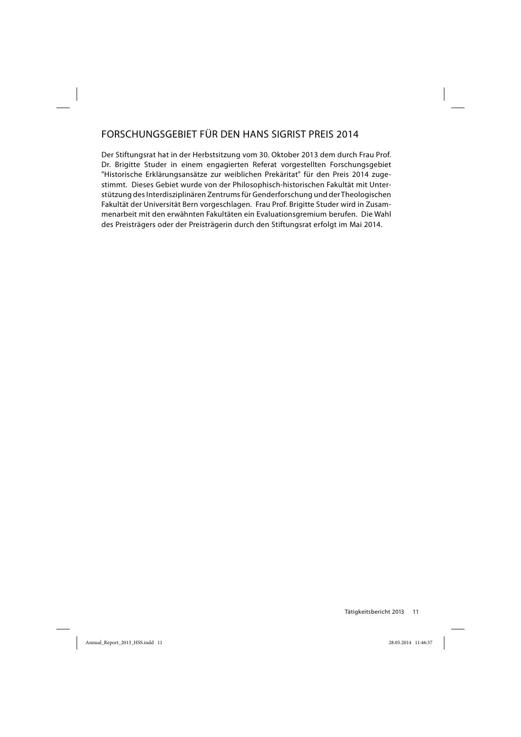## FORSCHUNGSGEBIET FÜR DEN HANS SIGRIST PREIS 2014

Der Stiftungsrat hat in der Herbstsitzung vom 30. Oktober 2013 dem durch Frau Prof. Dr. Brigitte Studer in einem engagierten Referat vorgestellten Forschungsgebiet "Historische Erklärungsansätze zur weiblichen Prekärität" für den Preis 2014 zugestimmt. Dieses Gebiet wurde von der Philosophisch-historischen Fakultät mit Unterstützung des Interdisziplinären Zentrums für Genderforschung und der Theologischen Fakultät der Universität Bern vorgeschlagen. Frau Prof. Brigitte Studer wird in Zusammenarbeit mit den erwähnten Fakultäten ein Evaluationsgremium berufen. Die Wahl des Preisträgers oder der Preisträgerin durch den Stiftungsrat erfolgt im Mai 2014.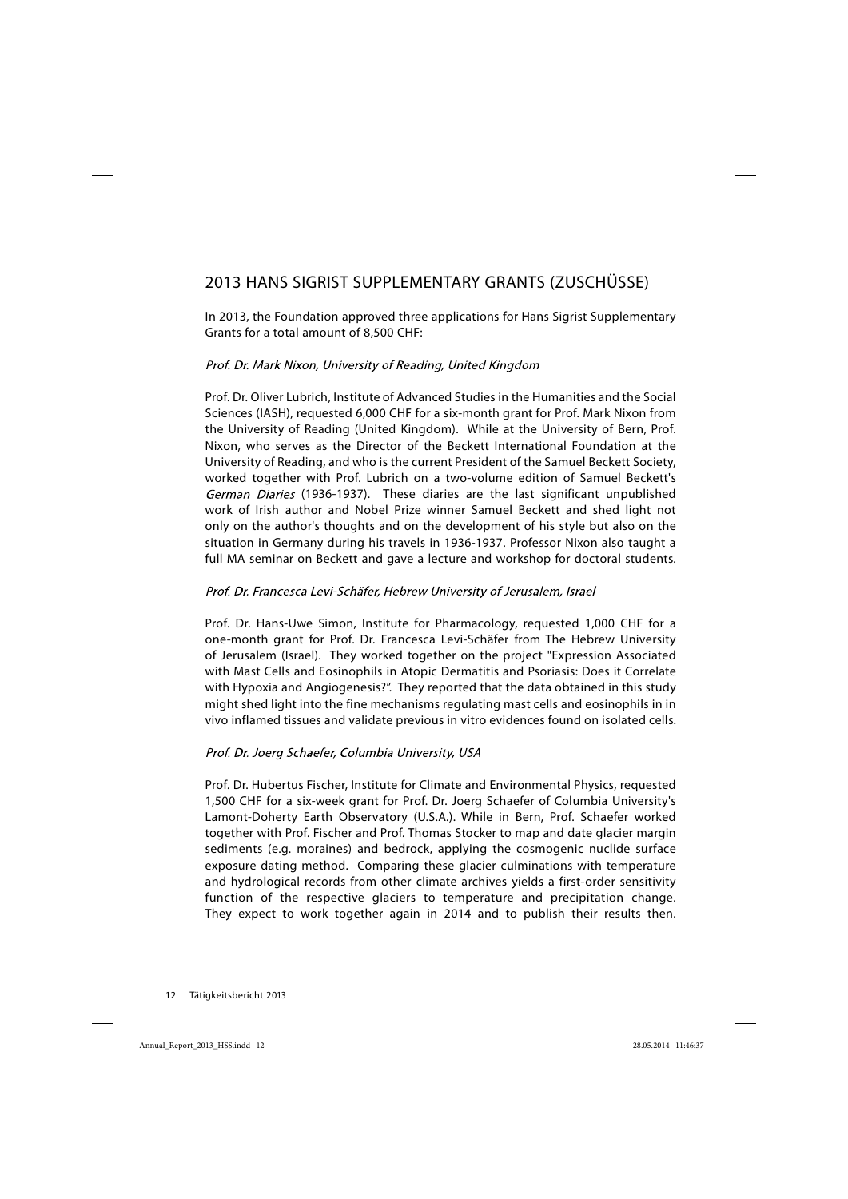## 2013 HANS SIGRIST SUPPLEMENTARY GRANTS (ZUSCHÜSSE)

In 2013, the Foundation approved three applications for Hans Sigrist Supplementary Grants for a total amount of 8,500 CHF:

*Prof. Dr. Mark Nixon, University of Reading, United Kingdom*

Prof. Dr. Oliver Lubrich, Institute of Advanced Studies in the Humanities and the Social Sciences (IASH), requested 6,000 CHF for a six-month grant for Prof. Mark Nixon from the University of Reading (United Kingdom). While at the University of Bern, Prof. Nixon, who serves as the Director of the Beckett International Foundation at the University of Reading, and who is the current President of the Samuel Beckett Society, worked together with Prof. Lubrich on a two-volume edition of Samuel Beckett's *German Diaries* (1936-1937). These diaries are the last significant unpublished work of Irish author and Nobel Prize winner Samuel Beckett and shed light not only on the author's thoughts and on the development of his style but also on the situation in Germany during his travels in 1936-1937. Professor Nixon also taught a full MA seminar on Beckett and gave a lecture and workshop for doctoral students.

*Prof. Dr. Francesca Levi-Schäfer, Hebrew University of Jerusalem, Israel*

Prof. Dr. Hans-Uwe Simon, Institute for Pharmacology, requested 1,000 CHF for a one-month grant for Prof. Dr. Francesca Levi-Schäfer from The Hebrew University of Jerusalem (Israel). They worked together on the project "Expression Associated with Mast Cells and Eosinophils in Atopic Dermatitis and Psoriasis: Does it Correlate with Hypoxia and Angiogenesis?". They reported that the data obtained in this study might shed light into the fine mechanisms regulating mast cells and eosinophils in in vivo inflamed tissues and validate previous in vitro evidences found on isolated cells.

*Prof. Dr. Joerg Schaefer, Columbia University, USA*

Prof. Dr. Hubertus Fischer, Institute for Climate and Environmental Physics, requested 1,500 CHF for a six-week grant for Prof. Dr. Joerg Schaefer of Columbia University's Lamont-Doherty Earth Observatory (U.S.A.). While in Bern, Prof. Schaefer worked together with Prof. Fischer and Prof. Thomas Stocker to map and date glacier margin sediments (e.g. moraines) and bedrock, applying the cosmogenic nuclide surface exposure dating method. Comparing these glacier culminations with temperature and hydrological records from other climate archives yields a first-order sensitivity function of the respective glaciers to temperature and precipitation change. They expect to work together again in 2014 and to publish their results then.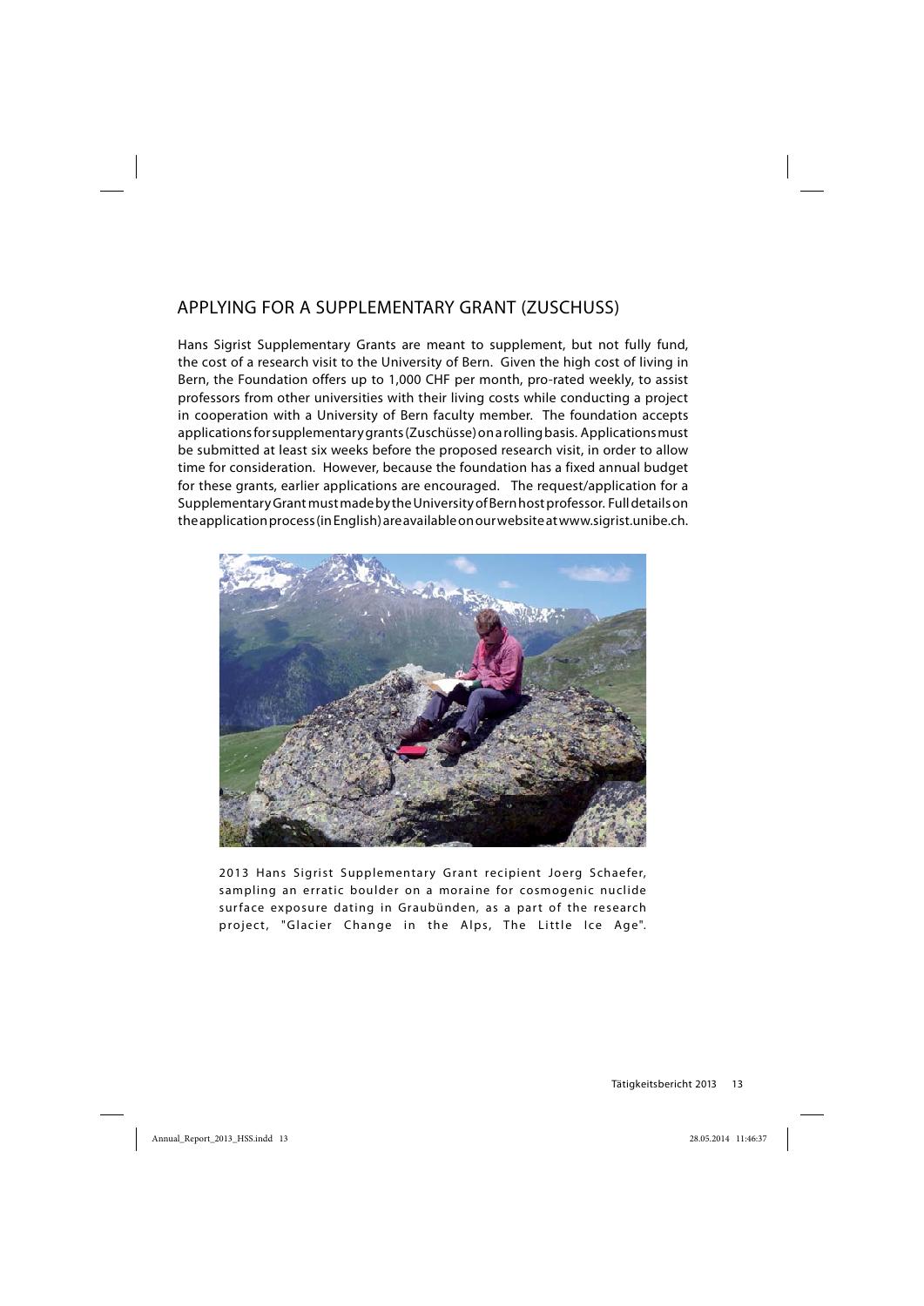## APPLYING FOR A SUPPLEMENTARY GRANT (ZUSCHUSS)

Hans Sigrist Supplementary Grants are meant to supplement, but not fully fund, the cost of a research visit to the University of Bern. Given the high cost of living in Bern, the Foundation offers up to 1,000 CHF per month, pro-rated weekly, to assist professors from other universities with their living costs while conducting a project in cooperation with a University of Bern faculty member. The foundation accepts applications for supplementary grants (Zuschüsse) on a rolling basis. Applications must be submitted at least six weeks before the proposed research visit, in order to allow time for consideration. However, because the foundation has a fixed annual budget for these grants, earlier applications are encouraged. The request/application for a Supplementary Grant must made by the University of Bern host professor. Full details on the application process (in English) are available on our website at www.sigrist.unibe.ch.

2013 Hans Sigrist Supplementary Grant recipient Joerg Schaefer, sampling an erratic boulder on a moraine for cosmogenic nuclide surface exposure dating in Graubünden, as a part of the research project, "Glacier Change in the Alps, The Little Ice Age".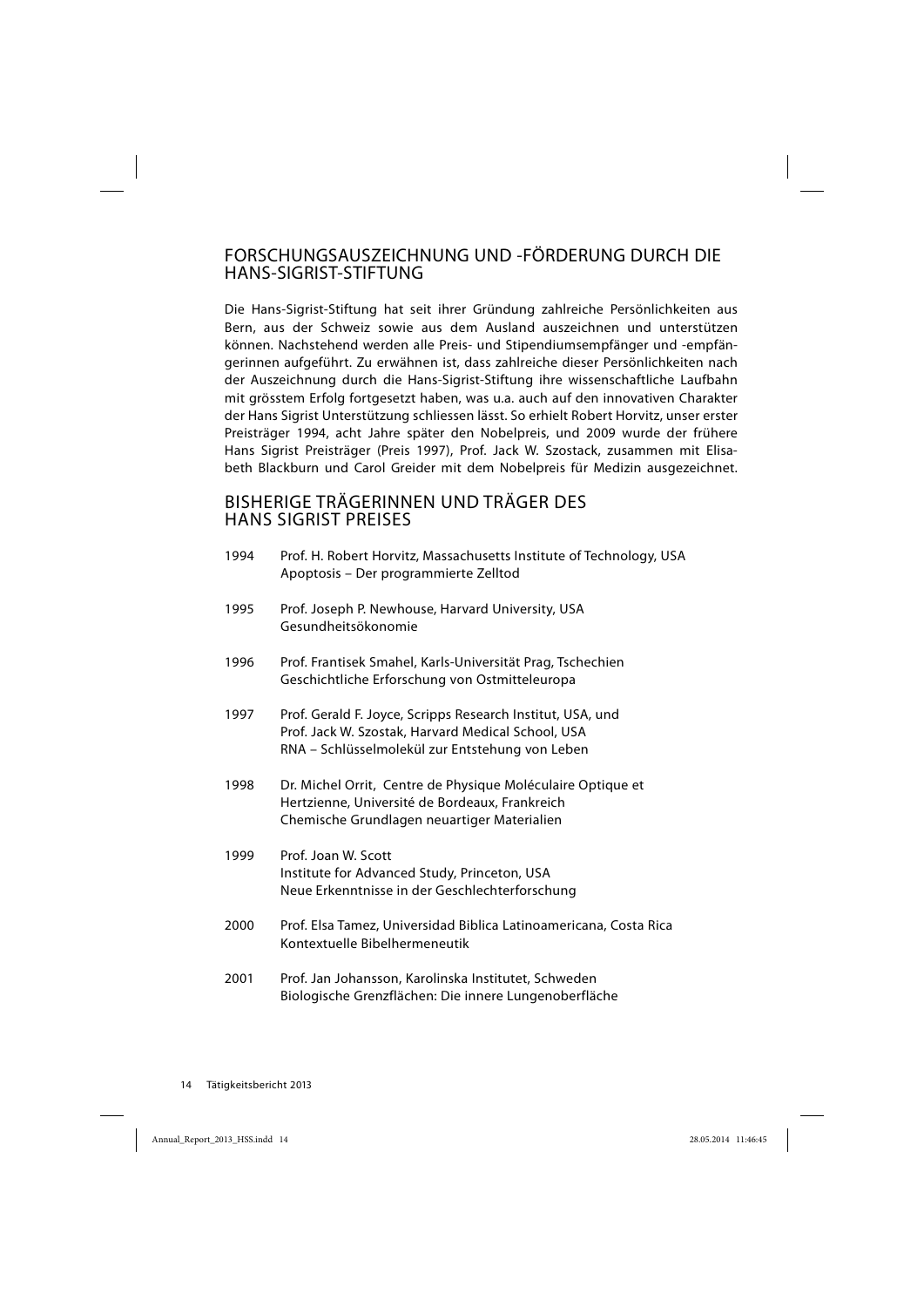## FORSCHUNGSAUSZEICHNUNG UND -FÖRDERUNG DURCH DIE HANS-SIGRIST-STIFTUNG

Die Hans-Sigrist-Stiftung hat seit ihrer Gründung zahlreiche Persönlichkeiten aus Bern, aus der Schweiz sowie aus dem Ausland auszeichnen und unterstützen können. Nachstehend werden alle Preis- und Stipendiumsempfänger und -empfängerinnen aufgeführt. Zu erwähnen ist, dass zahlreiche dieser Persönlichkeiten nach der Auszeichnung durch die Hans-Sigrist-Stiftung ihre wissenschaftliche Laufbahn mit grösstem Erfolg fortgesetzt haben, was u.a. auch auf den innovativen Charakter der Hans Sigrist Unterstützung schliessen lässt. So erhielt Robert Horvitz, unser erster Preisträger 1994, acht Jahre später den Nobelpreis, und 2009 wurde der frühere Hans Sigrist Preisträger (Preis 1997), Prof. Jack W. Szostack, zusammen mit Elisabeth Blackburn und Carol Greider mit dem Nobelpreis für Medizin ausgezeichnet.

## BISHERIGE TRÄGERINNEN UND TRÄGER DES HANS SIGRIST PREISES

1994 Prof. H. Robert Horvitz, Massachusetts Institute of Technology, USA
Apoptosis – Der programmierte Zelltod

1995 Prof. Joseph P. Newhouse, Harvard University, USA
Gesundheitsökonomie

1996 Prof. Frantisek Smahel, Karls-Universität Prag, Tschechien
Geschichtliche Erforschung von Ostmitteleuropa

1997 Prof. Gerald F. Joyce, Scripps Research Institut, USA, und
Prof. Jack W. Szostak, Harvard Medical School, USA
RNA – Schlüsselmolekül zur Entstehung von Leben

1998 Dr. Michel Orrit, Centre de Physique Moléculaire Optique et Hertzienne, Université de Bordeaux, Frankreich
Chemische Grundlagen neuartiger Materialien

1999 Prof. Joan W. Scott
Institute for Advanced Study, Princeton, USA
Neue Erkenntnisse in der Geschlechterforschung

2000 Prof. Elsa Tamez, Universidad Biblica Latinoamericana, Costa Rica
Kontextuelle Bibelhermeneutik

2001 Prof. Jan Johansson, Karolinska Institutet, Schweden
Biologische Grenzflächen: Die innere Lungenoberfläche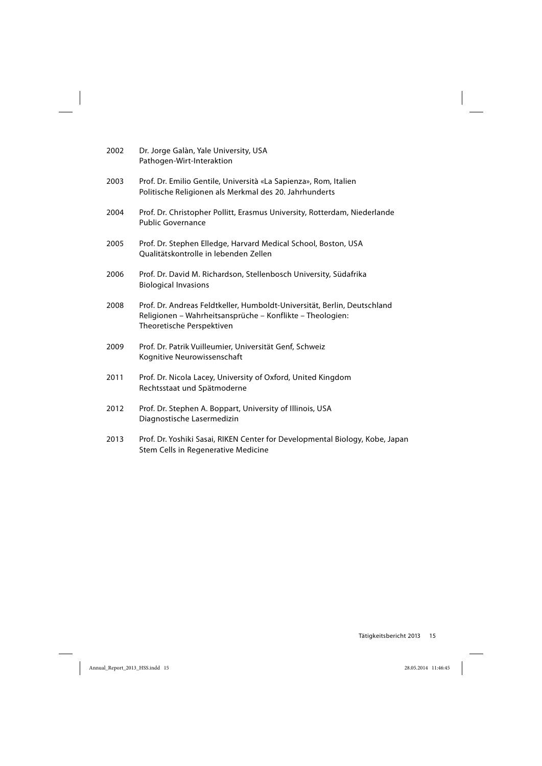2002 Dr. Jorge Galàn, Yale University, USA
Pathogen-Wirt-Interaktion

2003 Prof. Dr. Emilio Gentile, Università «La Sapienza», Rom, Italien
Politische Religionen als Merkmal des 20. Jahrhunderts

2004 Prof. Dr. Christopher Pollitt, Erasmus University, Rotterdam, Niederlande
Public Governance

2005 Prof. Dr. Stephen Elledge, Harvard Medical School, Boston, USA
Qualitätskontrolle in lebenden Zellen

2006 Prof. Dr. David M. Richardson, Stellenbosch University, Südafrika
Biological Invasions

2008 Prof. Dr. Andreas Feldtkeller, Humboldt-Universität, Berlin, Deutschland
Religionen – Wahrheitsansprüche – Konflikte – Theologien:
Theoretische Perspektiven

2009 Prof. Dr. Patrik Vuilleumier, Universität Genf, Schweiz
Kognitive Neurowissenschaft

2011 Prof. Dr. Nicola Lacey, University of Oxford, United Kingdom
Rechtsstaat und Spätmoderne

2012 Prof. Dr. Stephen A. Boppart, University of Illinois, USA
Diagnostische Lasermedizin

2013 Prof. Dr. Yoshiki Sasai, RIKEN Center for Developmental Biology, Kobe, Japan
Stem Cells in Regenerative Medicine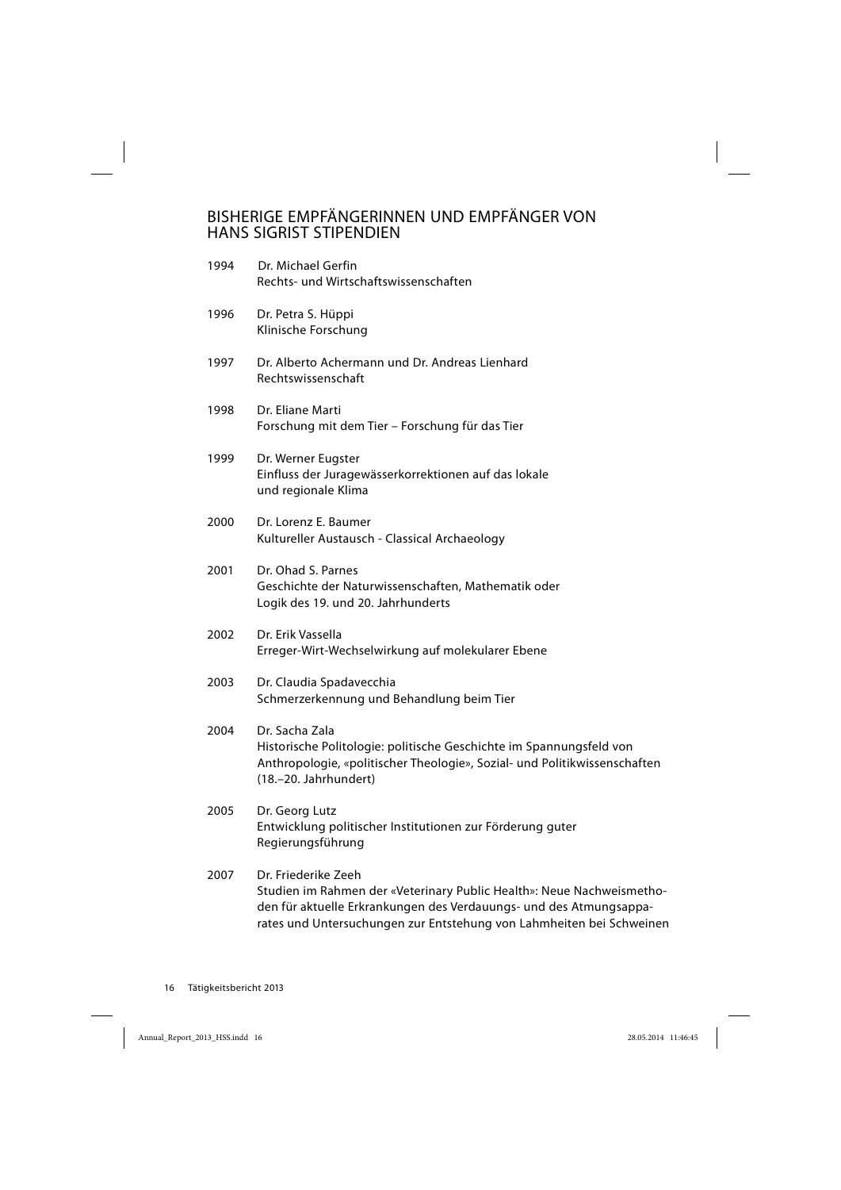# BISHERIGE EMPFÄNGERINNEN UND EMPFÄNGER VON HANS SIGRIST STIPENDIEN

1994 Dr. Michael Gerfin
Rechts- und Wirtschaftswissenschaften

1996 Dr. Petra S. Hüppi
Klinische Forschung

1997 Dr. Alberto Achermann und Dr. Andreas Lienhard
Rechtswissenschaft

1998 Dr. Eliane Marti
Forschung mit dem Tier – Forschung für das Tier

1999 Dr. Werner Eugster
Einfluss der Juragewässerkorrektionen auf das lokale und regionale Klima

2000 Dr. Lorenz E. Baumer
Kultureller Austausch - Classical Archaeology

2001 Dr. Ohad S. Parnes
Geschichte der Naturwissenschaften, Mathematik oder Logik des 19. und 20. Jahrhunderts

2002 Dr. Erik Vassella
Erreger-Wirt-Wechselwirkung auf molekularer Ebene

2003 Dr. Claudia Spadavecchia
Schmerzerkennung und Behandlung beim Tier

2004 Dr. Sacha Zala
Historische Politologie: politische Geschichte im Spannungsfeld von Anthropologie, «politischer Theologie», Sozial- und Politikwissenschaften (18.–20. Jahrhundert)

2005 Dr. Georg Lutz
Entwicklung politischer Institutionen zur Förderung guter Regierungsführung

2007 Dr. Friederike Zeeh
Studien im Rahmen der «Veterinary Public Health»: Neue Nachweismethoden für aktuelle Erkrankungen des Verdauungs- und des Atmungsapparates und Untersuchungen zur Entstehung von Lahmheiten bei Schweinen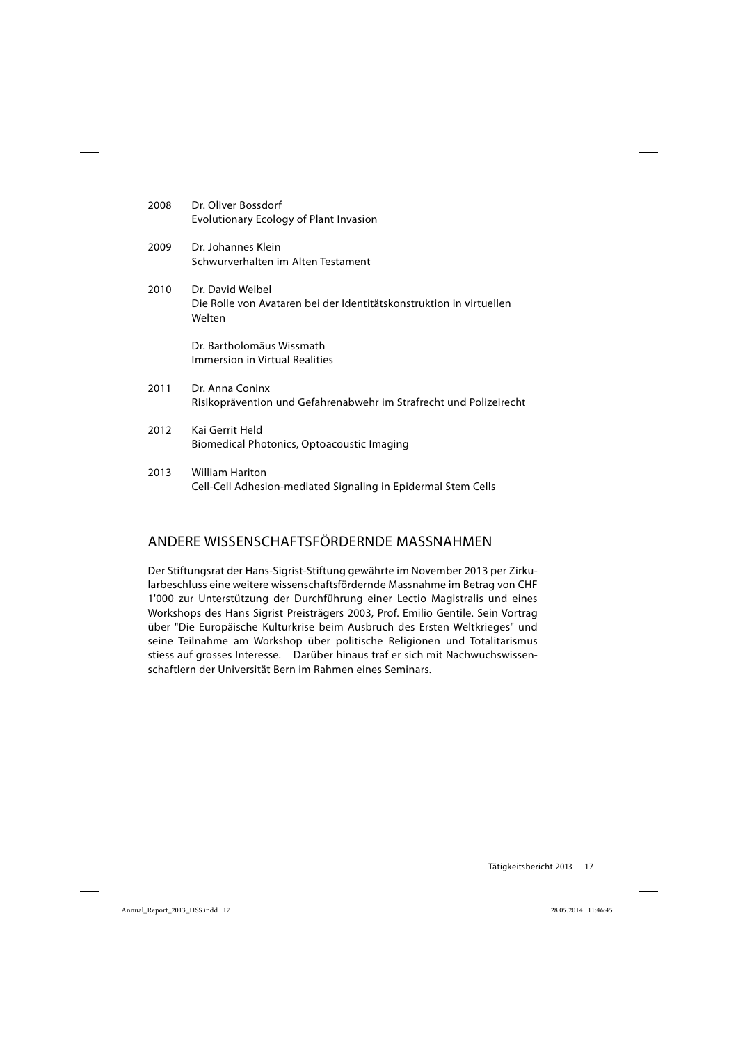2008 Dr. Oliver Bossdorf
Evolutionary Ecology of Plant Invasion

2009 Dr. Johannes Klein
Schwurverhalten im Alten Testament

2010 Dr. David Weibel
Die Rolle von Avataren bei der Identitätskonstruktion in virtuellen Welten

Dr. Bartholomäus Wissmath
Immersion in Virtual Realities

2011 Dr. Anna Coninx
Risikoprävention und Gefahrenabwehr im Strafrecht und Polizeirecht

2012 Kai Gerrit Held
Biomedical Photonics, Optoacoustic Imaging

2013 William Hariton
Cell-Cell Adhesion-mediated Signaling in Epidermal Stem Cells

## ANDERE WISSENSCHAFTSFÖRDERNDE MASSNAHMEN

Der Stiftungsrat der Hans-Sigrist-Stiftung gewährte im November 2013 per Zirkularbeschluss eine weitere wissenschaftsfördernde Massnahme im Betrag von CHF 1'000 zur Unterstützung der Durchführung einer Lectio Magistralis und eines Workshops des Hans Sigrist Preisträgers 2003, Prof. Emilio Gentile. Sein Vortrag über "Die Europäische Kulturkrise beim Ausbruch des Ersten Weltkrieges" und seine Teilnahme am Workshop über politische Religionen und Totalitarismus stiess auf grosses Interesse. Darüber hinaus traf er sich mit Nachwuchswissenschaftlern der Universität Bern im Rahmen eines Seminars.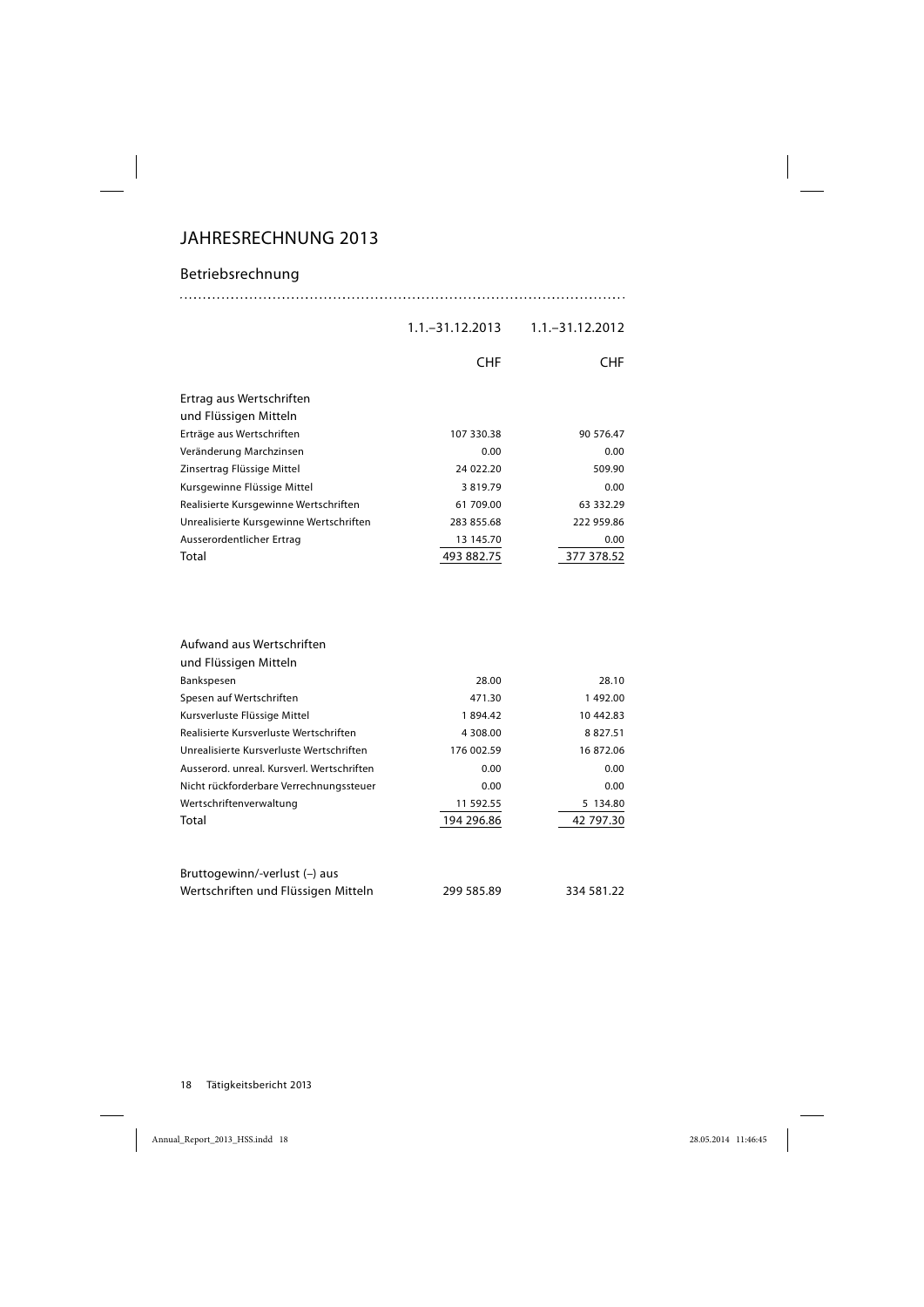# JAHRESRECHNUNG 2013

## Betriebsrechnung

| | 1.1.–31.12.2013 | 1.1.–31.12.2012 |
|---|---|---|
| | CHF | CHF |
| **Ertrag aus Wertschriften und Flüssigen Mitteln** | | |
| Erträge aus Wertschriften | 107 330.38 | 90 576.47 |
| Veränderung Marchzinsen | 0.00 | 0.00 |
| Zinsertrag Flüssige Mittel | 24 022.20 | 509.90 |
| Kursgewinne Flüssige Mittel | 3 819.79 | 0.00 |
| Realisierte Kursgewinne Wertschriften | 61 709.00 | 63 332.29 |
| Unrealisierte Kursgewinne Wertschriften | 283 855.68 | 222 959.86 |
| Ausserordentlicher Ertrag | 13 145.70 | 0.00 |
| Total | 493 882.75 | 377 378.52 |

| | 1.1.–31.12.2013 | 1.1.–31.12.2012 |
|---|---|---|
| **Aufwand aus Wertschriften und Flüssigen Mitteln** | | |
| Bankspesen | 28.00 | 28.10 |
| Spesen auf Wertschriften | 471.30 | 1 492.00 |
| Kursverluste Flüssige Mittel | 1 894.42 | 10 442.83 |
| Realisierte Kursverluste Wertschriften | 4 308.00 | 8 827.51 |
| Unrealisierte Kursverluste Wertschriften | 176 002.59 | 16 872.06 |
| Ausserord. unreal. Kursverl. Wertschriften | 0.00 | 0.00 |
| Nicht rückforderbare Verrechnungssteuer | 0.00 | 0.00 |
| Wertschriftenverwaltung | 11 592.55 | 5 134.80 |
| Total | 194 296.86 | 42 797.30 |
| | | |
| Bruttogewinn/-verlust (–) aus Wertschriften und Flüssigen Mitteln | 299 585.89 | 334 581.22 |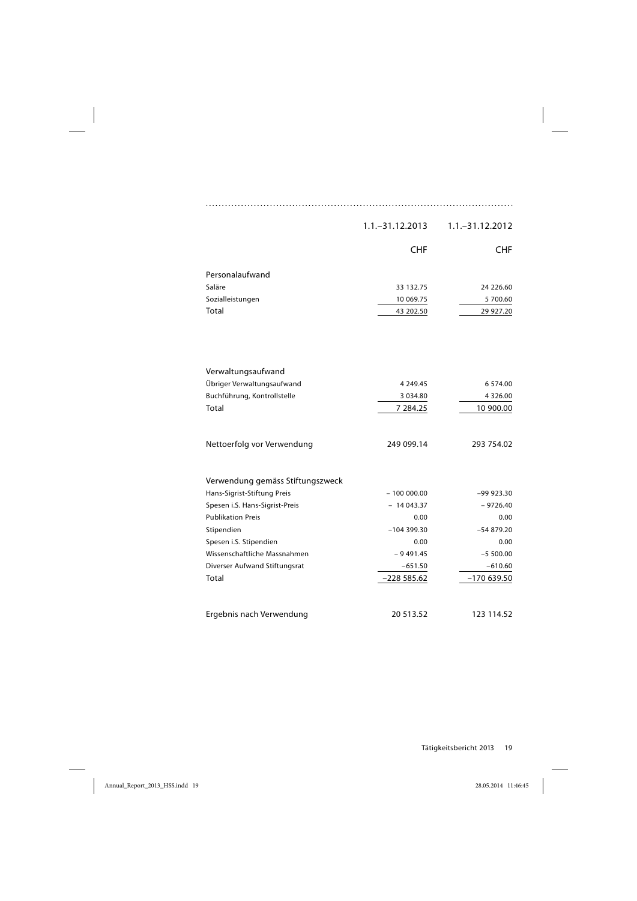| | 1.1.–31.12.2013 | 1.1.–31.12.2012 |
|---|---|---|
| | CHF | CHF |
| **Personalaufwand** | | |
| Saläre | 33 132.75 | 24 226.60 |
| Sozialleistungen | 10 069.75 | 5 700.60 |
| Total | 43 202.50 | 29 927.20 |
| | | |
| **Verwaltungsaufwand** | | |
| Übriger Verwaltungsaufwand | 4 249.45 | 6 574.00 |
| Buchführung, Kontrollstelle | 3 034.80 | 4 326.00 |
| Total | 7 284.25 | 10 900.00 |
| | | |
| Nettoerfolg vor Verwendung | 249 099.14 | 293 754.02 |
| | | |
| **Verwendung gemäss Stiftungszweck** | | |
| Hans-Sigrist-Stiftung Preis | – 100 000.00 | –99 923.30 |
| Spesen i.S. Hans-Sigrist-Preis | – 14 043.37 | – 9726.40 |
| Publikation Preis | 0.00 | 0.00 |
| Stipendien | –104 399.30 | –54 879.20 |
| Spesen i.S. Stipendien | 0.00 | 0.00 |
| Wissenschaftliche Massnahmen | – 9 491.45 | –5 500.00 |
| Diverser Aufwand Stiftungsrat | –651.50 | –610.60 |
| Total | –228 585.62 | –170 639.50 |
| | | |
| Ergebnis nach Verwendung | 20 513.52 | 123 114.52 |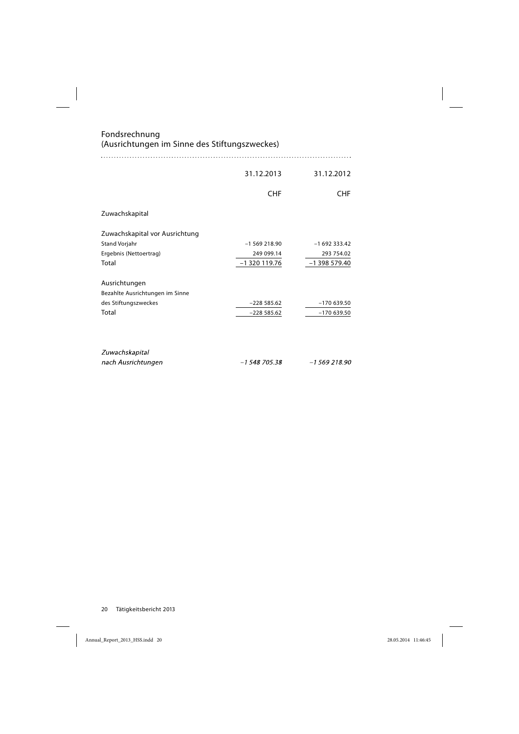## Fondsrechnung
(Ausrichtungen im Sinne des Stiftungszweckes)

| | 31.12.2013 | 31.12.2012 |
|---|---:|---:|
| | CHF | CHF |
| Zuwachskapital | | |
| Zuwachskapital vor Ausrichtung | | |
| Stand Vorjahr | −1 569 218.90 | −1 692 333.42 |
| Ergebnis (Nettoertrag) | 249 099.14 | 293 754.02 |
| Total | −1 320 119.76 | −1 398 579.40 |
| Ausrichtungen | | |
| Bezahlte Ausrichtungen im Sinne des Stiftungszweckes | −228 585.62 | −170 639.50 |
| Total | −228 585.62 | −170 639.50 |
| *Zuwachskapital nach Ausrichtungen* | *−1 548 705.38* | *−1 569 218.90* |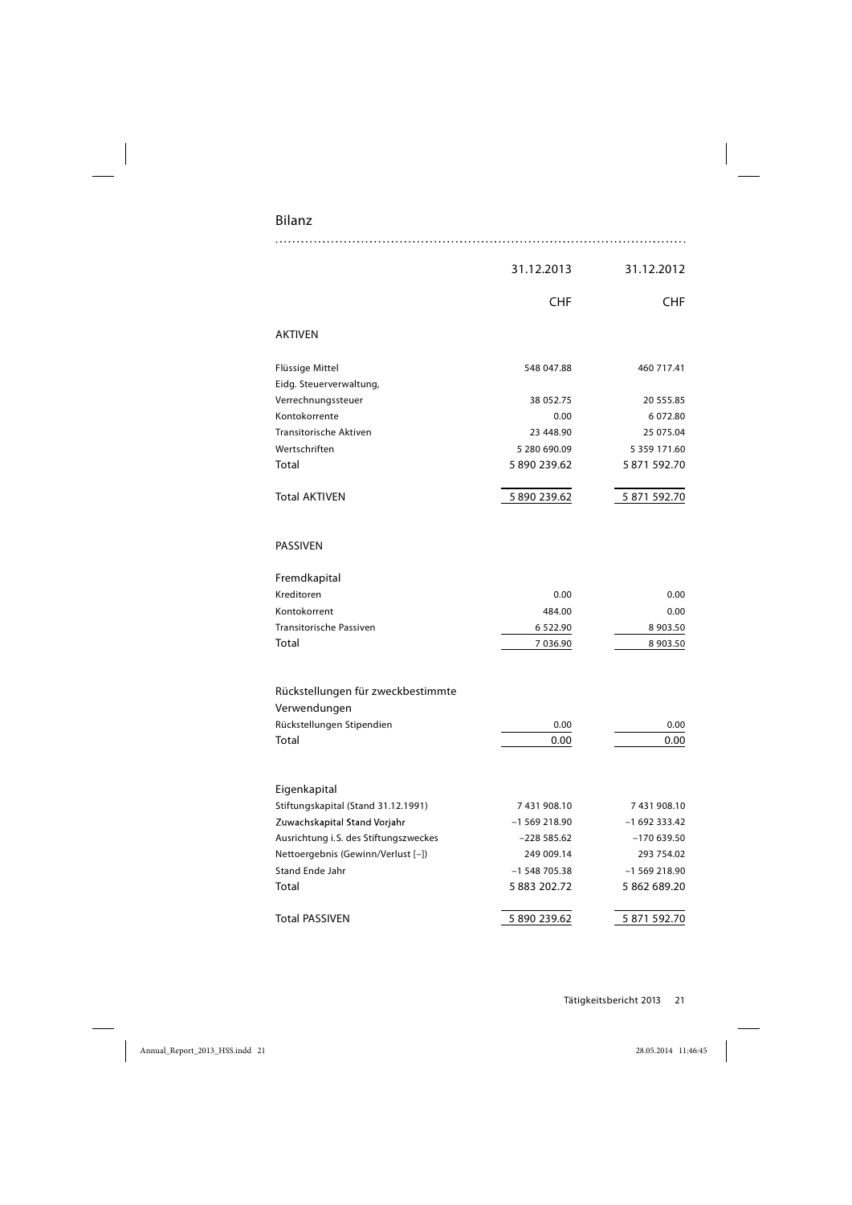## Bilanz

| | 31.12.2013 | 31.12.2012 |
|---|---|---|
| | CHF | CHF |
| **AKTIVEN** | | |
| Flüssige Mittel | 548 047.88 | 460 717.41 |
| Eidg. Steuerverwaltung, Verrechnungssteuer | 38 052.75 | 20 555.85 |
| Kontokorrente | 0.00 | 6 072.80 |
| Transitorische Aktiven | 23 448.90 | 25 075.04 |
| Wertschriften | 5 280 690.09 | 5 359 171.60 |
| Total | 5 890 239.62 | 5 871 592.70 |
| Total AKTIVEN | 5 890 239.62 | 5 871 592.70 |
| **PASSIVEN** | | |
| Fremdkapital | | |
| Kreditoren | 0.00 | 0.00 |
| Kontokorrent | 484.00 | 0.00 |
| Transitorische Passiven | 6 522.90 | 8 903.50 |
| Total | 7 036.90 | 8 903.50 |
| Rückstellungen für zweckbestimmte Verwendungen | | |
| Rückstellungen Stipendien | 0.00 | 0.00 |
| Total | 0.00 | 0.00 |
| Eigenkapital | | |
| Stiftungskapital (Stand 31.12.1991) | 7 431 908.10 | 7 431 908.10 |
| Zuwachskapital Stand Vorjahr | −1 569 218.90 | −1 692 333.42 |
| Ausrichtung i.S. des Stiftungszweckes | −228 585.62 | −170 639.50 |
| Nettoergebnis (Gewinn/Verlust [−]) | 249 009.14 | 293 754.02 |
| Stand Ende Jahr | −1 548 705.38 | −1 569 218.90 |
| Total | 5 883 202.72 | 5 862 689.20 |
| Total PASSIVEN | 5 890 239.62 | 5 871 592.70 |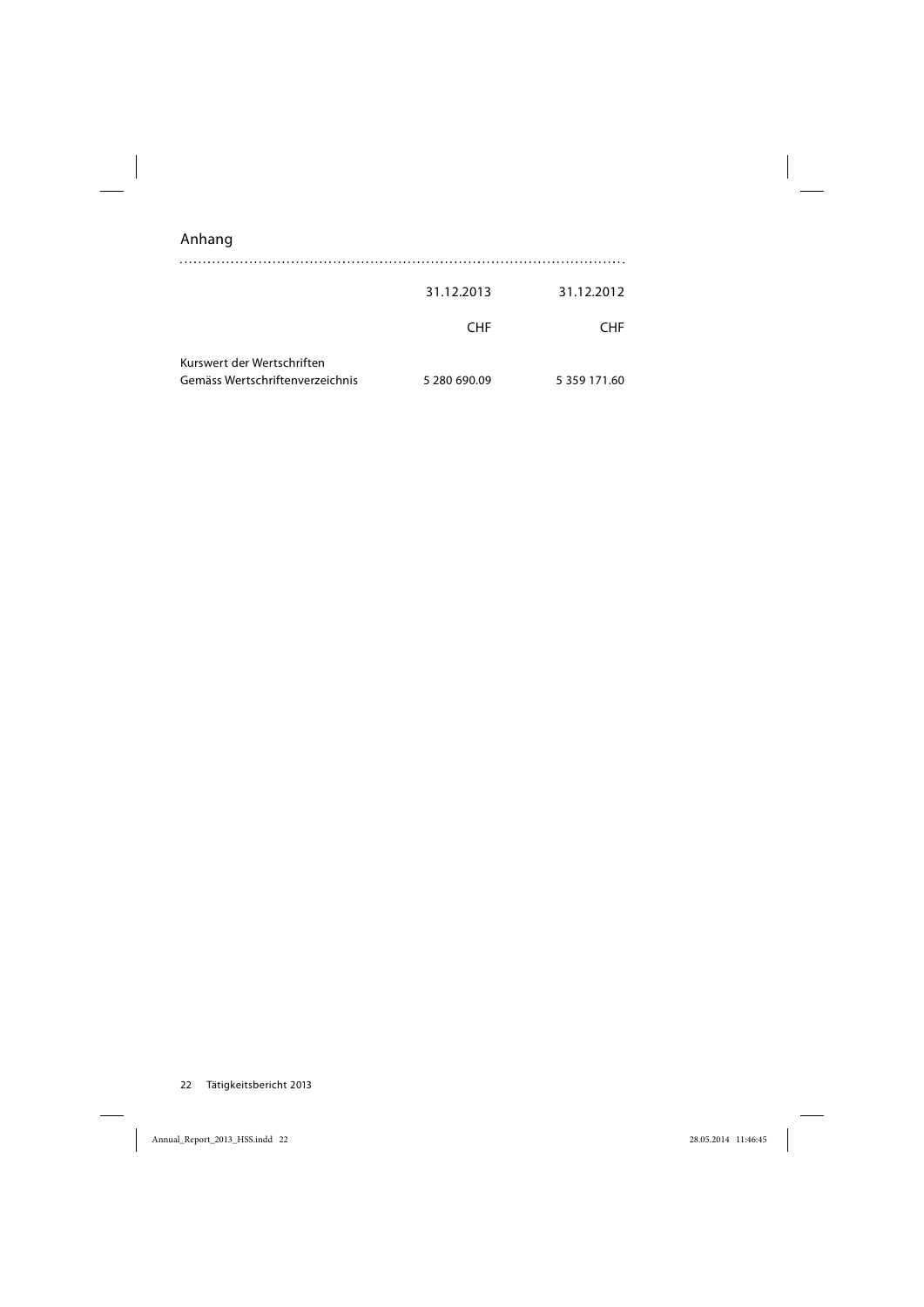## Anhang

| | 31.12.2013 | 31.12.2012 |
|---|---|---|
| | CHF | CHF |
| Kurswert der Wertschriften<br>Gemäss Wertschriftenverzeichnis | 5 280 690.09 | 5 359 171.60 |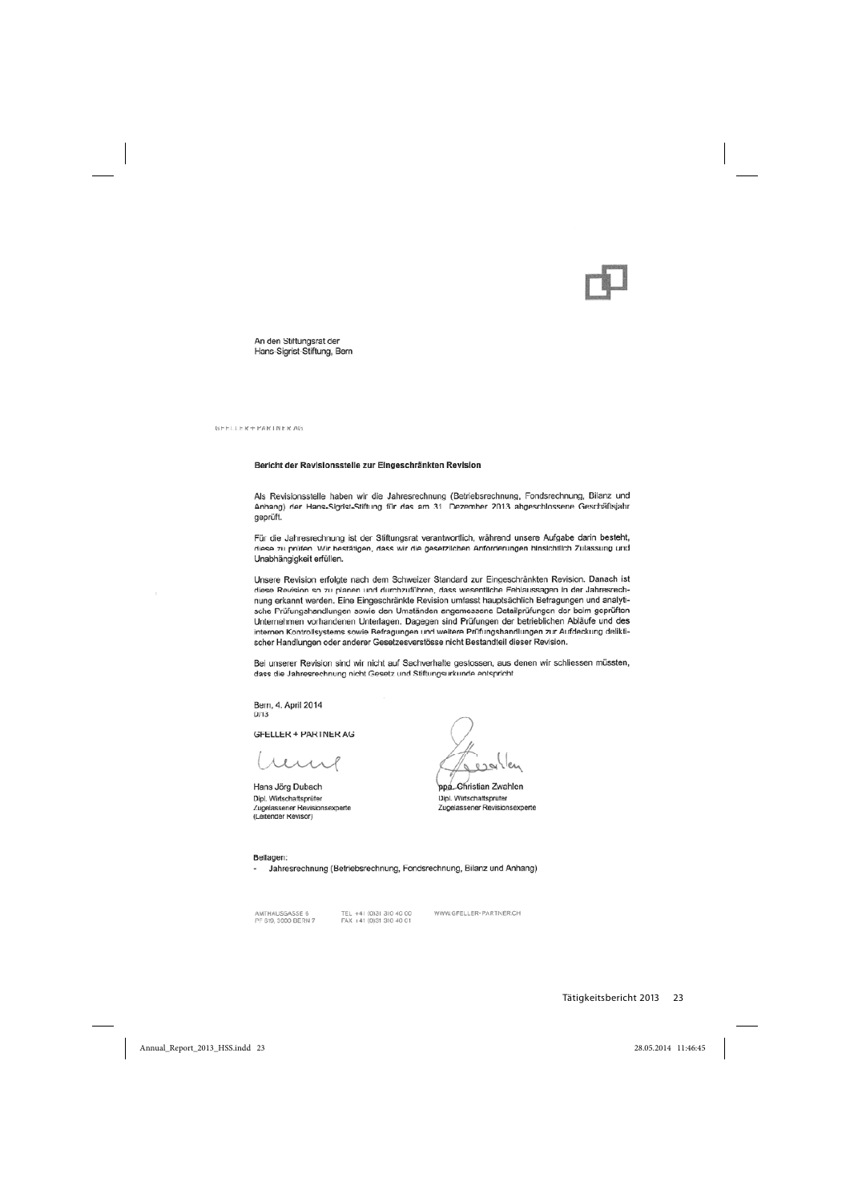An den Stiftungsrat der
Hans-Sigrist-Stiftung, Bern

GFELLER + PARTNER AG

**Bericht der Revisionsstelle zur Eingeschränkten Revision**

Als Revisionsstelle haben wir die Jahresrechnung (Betriebsrechnung, Fondsrechnung, Bilanz und Anhang) der Hans-Sigrist-Stiftung für das am 31. Dezember 2013 abgeschlossene Geschäftsjahr geprüft.

Für die Jahresrechnung ist der Stiftungsrat verantwortlich, während unsere Aufgabe darin besteht, diese zu prüfen. Wir bestätigen, dass wir die gesetzlichen Anforderungen hinsichtlich Zulassung und Unabhängigkeit erfüllen.

Unsere Revision erfolgte nach dem Schweizer Standard zur Eingeschränkten Revision. Danach ist diese Revision so zu planen und durchzuführen, dass wesentliche Fehlaussagen in der Jahresrechnung erkannt werden. Eine Eingeschränkte Revision umfasst hauptsächlich Befragungen und analytische Prüfungshandlungen sowie den Umständen angemessene Detailprüfungen der beim geprüften Unternehmen vorhandenen Unterlagen. Dagegen sind Prüfungen der betrieblichen Abläufe und des internen Kontrollsystems sowie Befragungen und weitere Prüfungshandlungen zur Aufdeckung deliktischer Handlungen oder anderer Gesetzesverstösse nicht Bestandteil dieser Revision.

Bei unserer Revision sind wir nicht auf Sachverhalte gestossen, aus denen wir schliessen müssten, dass die Jahresrechnung nicht Gesetz und Stiftungsurkunde entspricht.

Bern, 4. April 2014
D/13

GFELLER + PARTNER AG

Hans Jörg Dubach
Dipl. Wirtschaftsprüfer
Zugelassener Revisionsexperte
(Leitender Revisor)

ppa. Christian Zwahlen
Dipl. Wirtschaftsprüfer
Zugelassener Revisionsexperte

Beilagen:

- Jahresrechnung (Betriebsrechnung, Fondsrechnung, Bilanz und Anhang)

AMTHAUSGASSE 6
PF 619, 3000 BERN 7

TEL +41 (0)31 310 40 00
FAX +41 (0)31 310 40 01

WWW.GFELLER-PARTNER.CH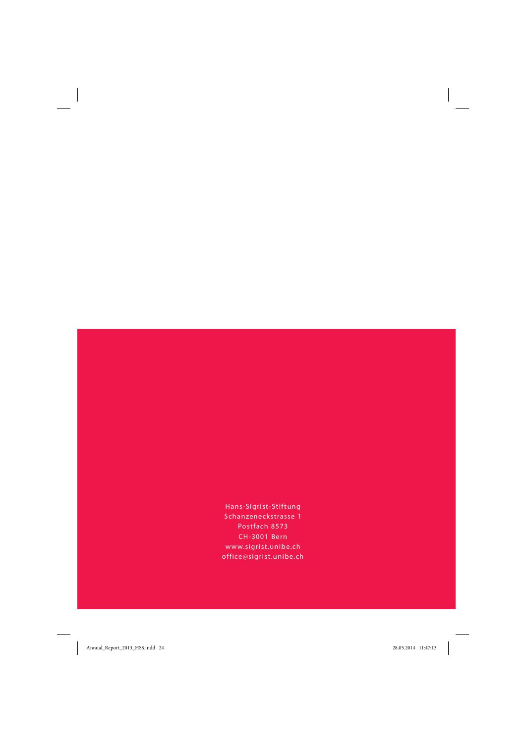Hans-Sigrist-Stiftung
Schanzeneckstrasse 1
Postfach 8573
CH-3001 Bern
www.sigrist.unibe.ch
office@sigrist.unibe.ch